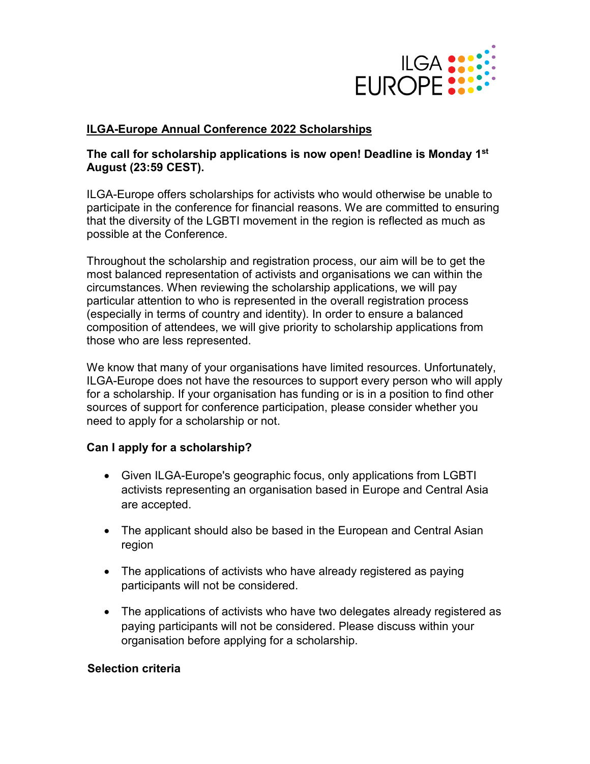ILGA EUROPE

## ILGA-Europe Annual Conference 2022 Scholarships

**The call for scholarship applications is now open! Deadline is Monday 1st August (23:59 CEST).**

ILGA-Europe offers scholarships for activists who would otherwise be unable to participate in the conference for financial reasons. We are committed to ensuring that the diversity of the LGBTI movement in the region is reflected as much as possible at the Conference.

Throughout the scholarship and registration process, our aim will be to get the most balanced representation of activists and organisations we can within the circumstances. When reviewing the scholarship applications, we will pay particular attention to who is represented in the overall registration process (especially in terms of country and identity). In order to ensure a balanced composition of attendees, we will give priority to scholarship applications from those who are less represented.

We know that many of your organisations have limited resources. Unfortunately, ILGA-Europe does not have the resources to support every person who will apply for a scholarship. If your organisation has funding or is in a position to find other sources of support for conference participation, please consider whether you need to apply for a scholarship or not.

### Can I apply for a scholarship?

- Given ILGA-Europe's geographic focus, only applications from LGBTI activists representing an organisation based in Europe and Central Asia are accepted.
- The applicant should also be based in the European and Central Asian region
- The applications of activists who have already registered as paying participants will not be considered.
- The applications of activists who have two delegates already registered as paying participants will not be considered. Please discuss within your organisation before applying for a scholarship.

### Selection criteria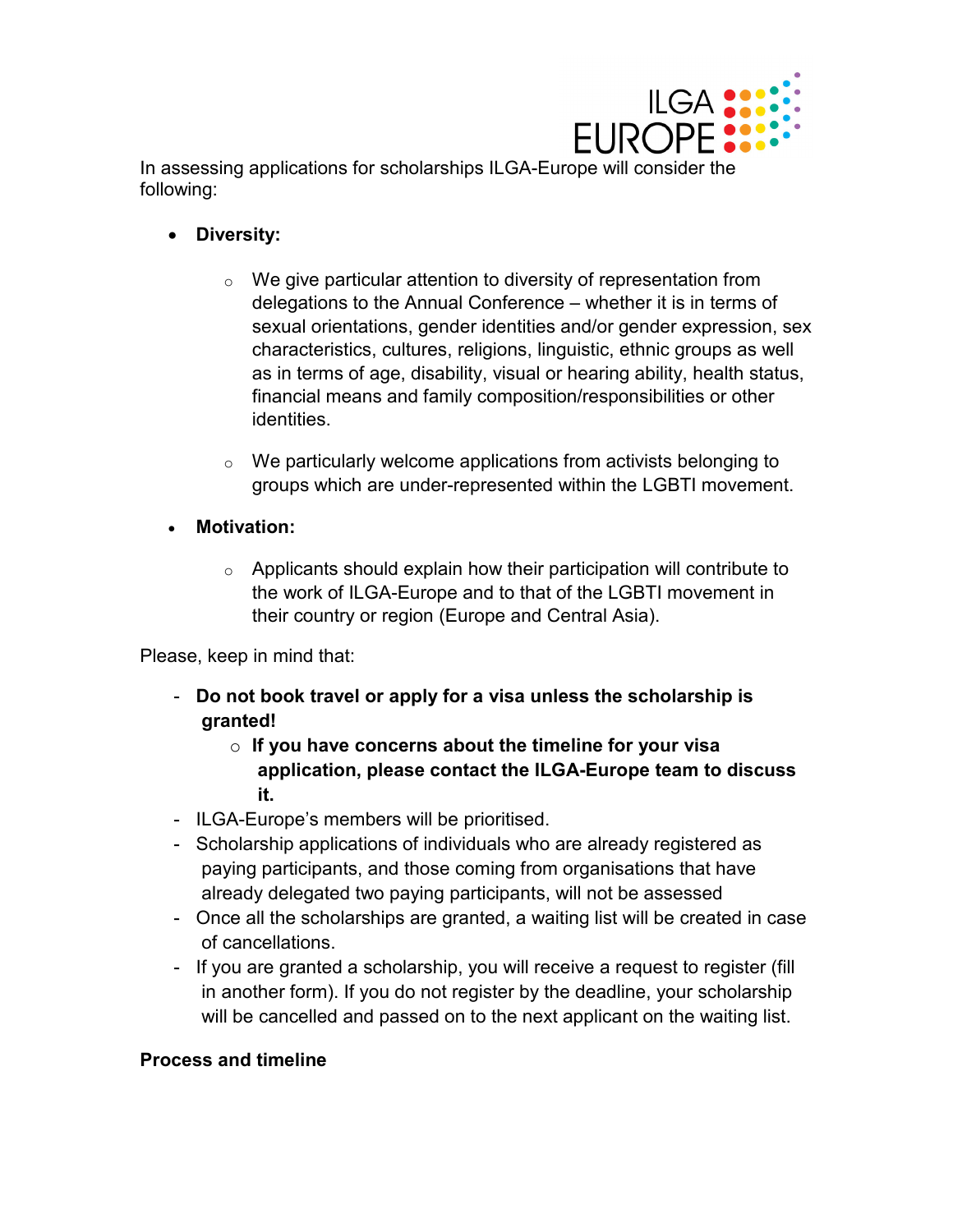In assessing applications for scholarships ILGA-Europe will consider the following:

- **Diversity:**
  - We give particular attention to diversity of representation from delegations to the Annual Conference – whether it is in terms of sexual orientations, gender identities and/or gender expression, sex characteristics, cultures, religions, linguistic, ethnic groups as well as in terms of age, disability, visual or hearing ability, health status, financial means and family composition/responsibilities or other identities.
  - We particularly welcome applications from activists belonging to groups which are under-represented within the LGBTI movement.
- **Motivation:**
  - Applicants should explain how their participation will contribute to the work of ILGA-Europe and to that of the LGBTI movement in their country or region (Europe and Central Asia).

Please, keep in mind that:

- **Do not book travel or apply for a visa unless the scholarship is granted!**
  - **If you have concerns about the timeline for your visa application, please contact the ILGA-Europe team to discuss it.**
- ILGA-Europe's members will be prioritised.
- Scholarship applications of individuals who are already registered as paying participants, and those coming from organisations that have already delegated two paying participants, will not be assessed
- Once all the scholarships are granted, a waiting list will be created in case of cancellations.
- If you are granted a scholarship, you will receive a request to register (fill in another form). If you do not register by the deadline, your scholarship will be cancelled and passed on to the next applicant on the waiting list.

**Process and timeline**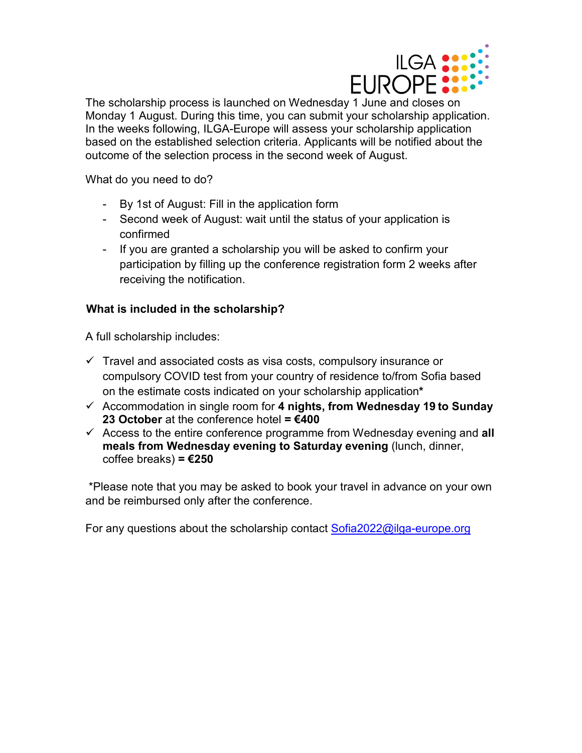The scholarship process is launched on Wednesday 1 June and closes on Monday 1 August. During this time, you can submit your scholarship application. In the weeks following, ILGA-Europe will assess your scholarship application based on the established selection criteria. Applicants will be notified about the outcome of the selection process in the second week of August.

What do you need to do?

- By 1st of August: Fill in the application form
- Second week of August: wait until the status of your application is confirmed
- If you are granted a scholarship you will be asked to confirm your participation by filling up the conference registration form 2 weeks after receiving the notification.

**What is included in the scholarship?**

A full scholarship includes:

- ✓ Travel and associated costs as visa costs, compulsory insurance or compulsory COVID test from your country of residence to/from Sofia based on the estimate costs indicated on your scholarship application*
- ✓ Accommodation in single room for **4 nights, from Wednesday 19 to Sunday 23 October** at the conference hotel **= €400**
- ✓ Access to the entire conference programme from Wednesday evening and **all meals from Wednesday evening to Saturday evening** (lunch, dinner, coffee breaks) **= €250**

*Please note that you may be asked to book your travel in advance on your own and be reimbursed only after the conference.

For any questions about the scholarship contact Sofia2022@ilga-europe.org